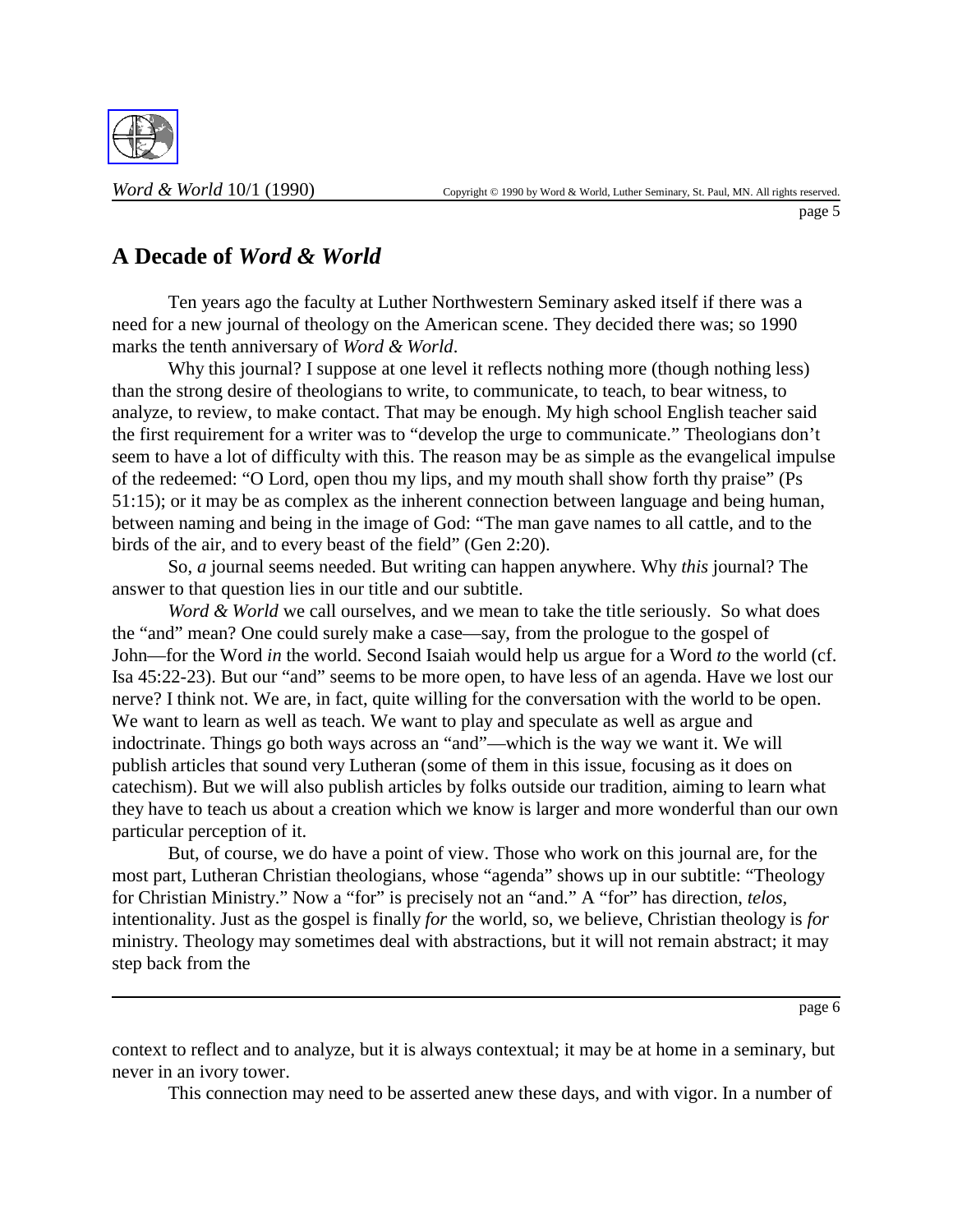# A Decade of *Word & World*

Ten years ago the faculty at Luther Northwestern Seminary asked itself if there was a need for a new journal of theology on the American scene. They decided there was; so 1990 marks the tenth anniversary of *Word & World*.

Why this journal? I suppose at one level it reflects nothing more (though nothing less) than the strong desire of theologians to write, to communicate, to teach, to bear witness, to analyze, to review, to make contact. That may be enough. My high school English teacher said the first requirement for a writer was to "develop the urge to communicate." Theologians don't seem to have a lot of difficulty with this. The reason may be as simple as the evangelical impulse of the redeemed: "O Lord, open thou my lips, and my mouth shall show forth thy praise" (Ps 51:15); or it may be as complex as the inherent connection between language and being human, between naming and being in the image of God: "The man gave names to all cattle, and to the birds of the air, and to every beast of the field" (Gen 2:20).

So, *a* journal seems needed. But writing can happen anywhere. Why *this* journal? The answer to that question lies in our title and our subtitle.

*Word & World* we call ourselves, and we mean to take the title seriously. So what does the "and" mean? One could surely make a case—say, from the prologue to the gospel of John—for the Word *in* the world. Second Isaiah would help us argue for a Word *to* the world (cf. Isa 45:22-23). But our "and" seems to be more open, to have less of an agenda. Have we lost our nerve? I think not. We are, in fact, quite willing for the conversation with the world to be open. We want to learn as well as teach. We want to play and speculate as well as argue and indoctrinate. Things go both ways across an "and"—which is the way we want it. We will publish articles that sound very Lutheran (some of them in this issue, focusing as it does on catechism). But we will also publish articles by folks outside our tradition, aiming to learn what they have to teach us about a creation which we know is larger and more wonderful than our own particular perception of it.

But, of course, we do have a point of view. Those who work on this journal are, for the most part, Lutheran Christian theologians, whose "agenda" shows up in our subtitle: "Theology for Christian Ministry." Now a "for" is precisely not an "and." A "for" has direction, *telos*, intentionality. Just as the gospel is finally *for* the world, so, we believe, Christian theology is *for* ministry. Theology may sometimes deal with abstractions, but it will not remain abstract; it may step back from the context to reflect and to analyze, but it is always contextual; it may be at home in a seminary, but never in an ivory tower.

This connection may need to be asserted anew these days, and with vigor. In a number of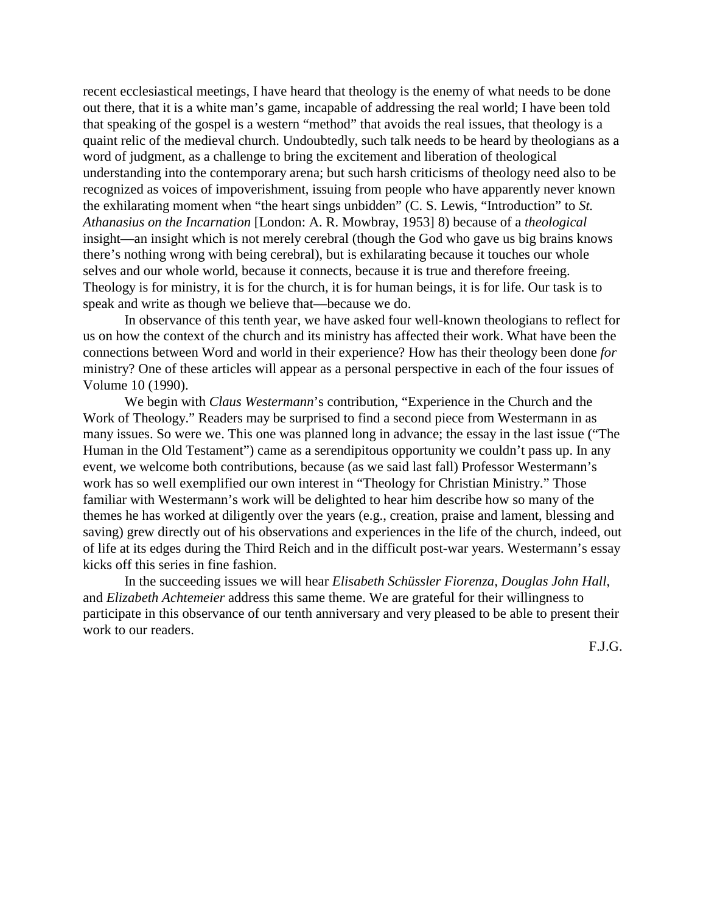recent ecclesiastical meetings, I have heard that theology is the enemy of what needs to be done out there, that it is a white man's game, incapable of addressing the real world; I have been told that speaking of the gospel is a western "method" that avoids the real issues, that theology is a quaint relic of the medieval church. Undoubtedly, such talk needs to be heard by theologians as a word of judgment, as a challenge to bring the excitement and liberation of theological understanding into the contemporary arena; but such harsh criticisms of theology need also to be recognized as voices of impoverishment, issuing from people who have apparently never known the exhilarating moment when "the heart sings unbidden" (C. S. Lewis, "Introduction" to *St. Athanasius on the Incarnation* [London: A. R. Mowbray, 1953] 8) because of a *theological* insight—an insight which is not merely cerebral (though the God who gave us big brains knows there's nothing wrong with being cerebral), but is exhilarating because it touches our whole selves and our whole world, because it connects, because it is true and therefore freeing. Theology is for ministry, it is for the church, it is for human beings, it is for life. Our task is to speak and write as though we believe that—because we do.

In observance of this tenth year, we have asked four well-known theologians to reflect for us on how the context of the church and its ministry has affected their work. What have been the connections between Word and world in their experience? How has their theology been done *for* ministry? One of these articles will appear as a personal perspective in each of the four issues of Volume 10 (1990).

We begin with *Claus Westermann*'s contribution, "Experience in the Church and the Work of Theology." Readers may be surprised to find a second piece from Westermann in as many issues. So were we. This one was planned long in advance; the essay in the last issue ("The Human in the Old Testament") came as a serendipitous opportunity we couldn't pass up. In any event, we welcome both contributions, because (as we said last fall) Professor Westermann's work has so well exemplified our own interest in "Theology for Christian Ministry." Those familiar with Westermann's work will be delighted to hear him describe how so many of the themes he has worked at diligently over the years (e.g., creation, praise and lament, blessing and saving) grew directly out of his observations and experiences in the life of the church, indeed, out of life at its edges during the Third Reich and in the difficult post-war years. Westermann's essay kicks off this series in fine fashion.

In the succeeding issues we will hear *Elisabeth Schüssler Fiorenza, Douglas John Hall*, and *Elizabeth Achtemeier* address this same theme. We are grateful for their willingness to participate in this observance of our tenth anniversary and very pleased to be able to present their work to our readers.

F.J.G.